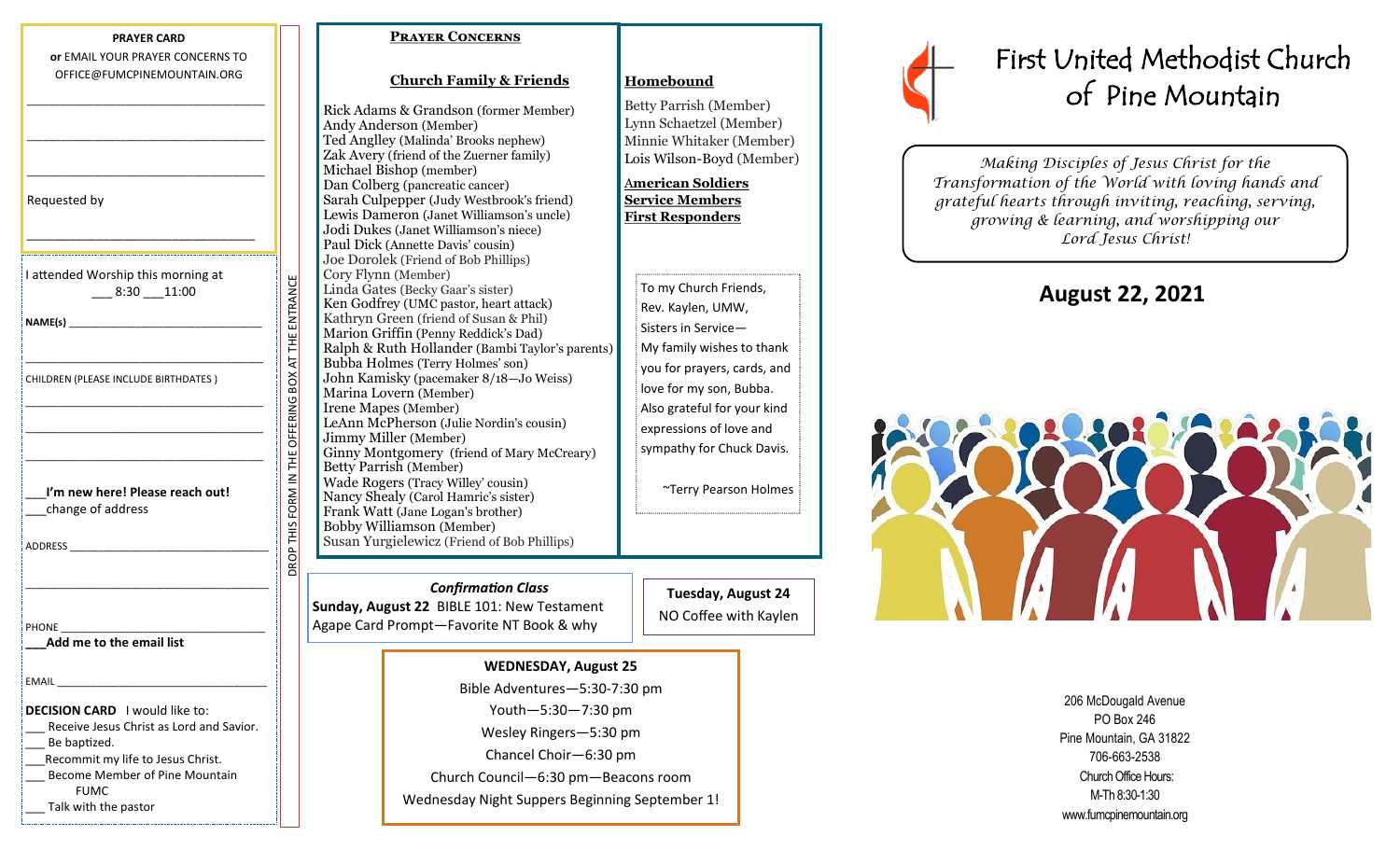**PRAYER CARD**

**or** EMAIL YOUR PRAYER CONCERNS TO OFFICE@FUMCPINEMOUNTAIN.ORG

\_\_\_\_\_\_\_\_\_\_\_\_\_\_\_\_\_\_\_\_\_\_\_\_\_\_\_\_\_\_\_\_

\_\_\_\_\_\_\_\_\_\_\_\_\_\_\_\_\_\_\_\_\_\_\_\_\_\_\_\_\_\_\_\_

\_\_\_\_\_\_\_\_\_\_\_\_\_\_\_\_\_\_\_\_\_\_\_\_\_\_\_\_\_\_\_\_

Requested by

\_\_\_\_\_\_\_\_\_\_\_\_\_\_\_\_\_\_\_\_\_\_\_\_\_\_\_\_\_\_\_\_

I attended Worship this morning at \_\_\_ 8:30 \_\_\_11:00

**NAME(s)** \_\_\_\_\_\_\_\_\_\_\_\_\_\_\_\_\_\_\_\_\_\_\_\_\_\_\_\_

\_\_\_\_\_\_\_\_\_\_\_\_\_\_\_\_\_\_\_\_\_\_\_\_\_\_\_\_\_\_\_\_

CHILDREN (PLEASE INCLUDE BIRTHDATES )

\_\_\_\_\_\_\_\_\_\_\_\_\_\_\_\_\_\_\_\_\_\_\_\_\_\_\_\_\_\_\_\_

\_\_\_\_\_\_\_\_\_\_\_\_\_\_\_\_\_\_\_\_\_\_\_\_\_\_\_\_\_\_\_\_

\_\_\_\_\_\_\_\_\_\_\_\_\_\_\_\_\_\_\_\_\_\_\_\_\_\_\_\_\_\_\_\_

\_\_\_**I'm new here! Please reach out!**

\_\_\_change of address

ADDRESS \_\_\_\_\_\_\_\_\_\_\_\_\_\_\_\_\_\_\_\_\_\_\_\_\_\_\_\_

\_\_\_\_\_\_\_\_\_\_\_\_\_\_\_\_\_\_\_\_\_\_\_\_\_\_\_\_\_\_\_\_

PHONE \_\_\_\_\_\_\_\_\_\_\_\_\_\_\_\_\_\_\_\_\_\_\_\_\_\_\_\_

**\_\_\_Add me to the email list**

EMAIL \_\_\_\_\_\_\_\_\_\_\_\_\_\_\_\_\_\_\_\_\_\_\_\_\_\_\_\_

**DECISION CARD** I would like to:

\_\_\_ Receive Jesus Christ as Lord and Savior.

\_\_\_ Be baptized.

\_\_\_Recommit my life to Jesus Christ.

\_\_\_ Become Member of Pine Mountain FUMC

\_\_\_ Talk with the pastor

DROP THIS FORM IN THE OFFERING BOX AT THE ENTRANCE

## Prayer Concerns

### Church Family & Friends

Rick Adams & Grandson (former Member)
Andy Anderson (Member)
Ted Anglley (Malinda' Brooks nephew)
Zak Avery (friend of the Zuerner family)
Michael Bishop (member)
Dan Colberg (pancreatic cancer)
Sarah Culpepper (Judy Westbrook's friend)
Lewis Dameron (Janet Williamson's uncle)
Jodi Dukes (Janet Williamson's niece)
Paul Dick (Annette Davis' cousin)
Joe Dorolek (Friend of Bob Phillips)
Cory Flynn (Member)
Linda Gates (Becky Gaar's sister)
Ken Godfrey (UMC pastor, heart attack)
Kathryn Green (friend of Susan & Phil)
Marion Griffin (Penny Reddick's Dad)
Ralph & Ruth Hollander (Bambi Taylor's parents)
Bubba Holmes (Terry Holmes' son)
John Kamisky (pacemaker 8/18—Jo Weiss)
Marina Lovern (Member)
Irene Mapes (Member)
LeAnn McPherson (Julie Nordin's cousin)
Jimmy Miller (Member)
Ginny Montgomery (friend of Mary McCreary)
Betty Parrish (Member)
Wade Rogers (Tracy Willey' cousin)
Nancy Shealy (Carol Hamric's sister)
Frank Watt (Jane Logan's brother)
Bobby Williamson (Member)
Susan Yurgielewicz (Friend of Bob Phillips)

### Homebound

Betty Parrish (Member)
Lynn Schaetzel (Member)
Minnie Whitaker (Member)
Lois Wilson-Boyd (Member)

**American Soldiers**
**Service Members**
**First Responders**

To my Church Friends, Rev. Kaylen, UMW, Sisters in Service—
My family wishes to thank you for prayers, cards, and love for my son, Bubba. Also grateful for your kind expressions of love and sympathy for Chuck Davis.

~Terry Pearson Holmes

***Confirmation Class***
**Sunday, August 22** BIBLE 101: New Testament
Agape Card Prompt—Favorite NT Book & why

**Tuesday, August 24**
NO Coffee with Kaylen

**WEDNESDAY, August 25**
Bible Adventures—5:30-7:30 pm
Youth—5:30—7:30 pm
Wesley Ringers—5:30 pm
Chancel Choir—6:30 pm
Church Council—6:30 pm—Beacons room
Wednesday Night Suppers Beginning September 1!

# First United Methodist Church of Pine Mountain

*Making Disciples of Jesus Christ for the Transformation of the World with loving hands and grateful hearts through inviting, reaching, serving, growing & learning, and worshipping our Lord Jesus Christ!*

## August 22, 2021

206 McDougald Avenue
PO Box 246
Pine Mountain, GA 31822
706-663-2538
Church Office Hours:
M-Th 8:30-1:30
www.fumcpinemountain.org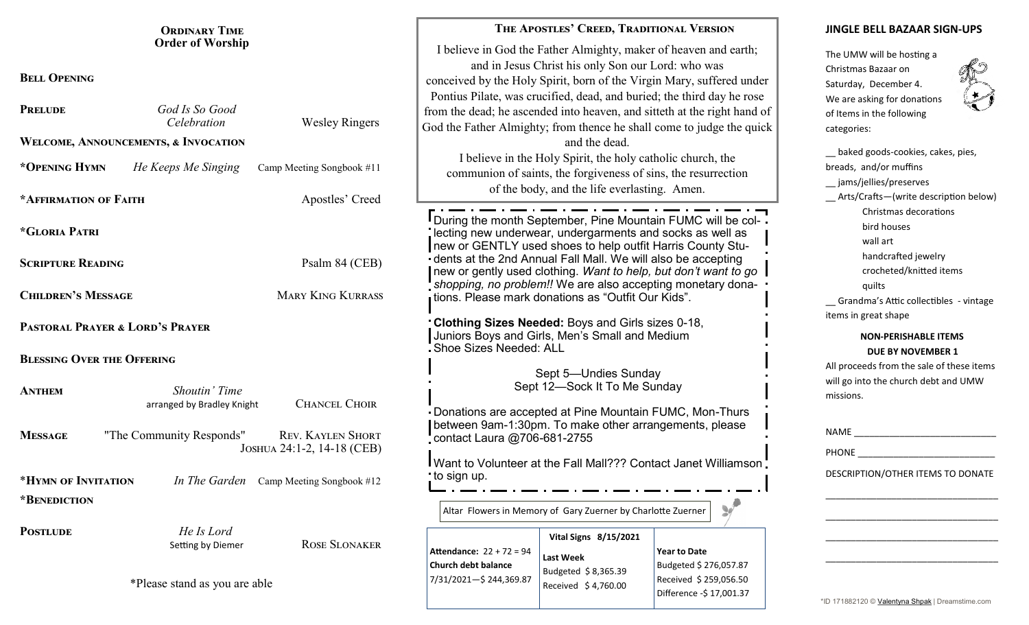## Ordinary Time
### Order of Worship

**Bell Opening**

**Prelude** — *God Is So Good* / *Celebration* — Wesley Ringers

**Welcome, Announcements, & Invocation**

**\*Opening Hymn** — *He Keeps Me Singing* — Camp Meeting Songbook #11

**\*Affirmation of Faith** — Apostles' Creed

**\*Gloria Patri**

**Scripture Reading** — Psalm 84 (CEB)

**Children's Message** — Mary King Kurrass

**Pastoral Prayer & Lord's Prayer**

**Blessing Over the Offering**

**Anthem** — *Shoutin' Time* arranged by Bradley Knight — Chancel Choir

**Message** — "The Community Responds" — Rev. Kaylen Short — Joshua 24:1-2, 14-18 (CEB)

**\*Hymn of Invitation** — *In The Garden* — Camp Meeting Songbook #12

**\*Benediction**

**Postlude** — *He Is Lord* Setting by Diemer — Rose Slonaker

\*Please stand as you are able

## The Apostles' Creed, Traditional Version

I believe in God the Father Almighty, maker of heaven and earth; and in Jesus Christ his only Son our Lord: who was conceived by the Holy Spirit, born of the Virgin Mary, suffered under Pontius Pilate, was crucified, dead, and buried; the third day he rose from the dead; he ascended into heaven, and sitteth at the right hand of God the Father Almighty; from thence he shall come to judge the quick and the dead.

I believe in the Holy Spirit, the holy catholic church, the communion of saints, the forgiveness of sins, the resurrection of the body, and the life everlasting. Amen.

During the month September, Pine Mountain FUMC will be collecting new underwear, undergarments and socks as well as new or GENTLY used shoes to help outfit Harris County Students at the 2nd Annual Fall Mall. We will also be accepting new or gently used clothing. *Want to help, but don't want to go shopping, no problem!!* We are also accepting monetary donations. Please mark donations as "Outfit Our Kids".

**Clothing Sizes Needed:** Boys and Girls sizes 0-18, Juniors Boys and Girls, Men's Small and Medium
Shoe Sizes Needed: ALL

Sept 5—Undies Sunday
Sept 12—Sock It To Me Sunday

Donations are accepted at Pine Mountain FUMC, Mon-Thurs between 9am-1:30pm. To make other arrangements, please contact Laura @706-681-2755

Want to Volunteer at the Fall Mall??? Contact Janet Williamson to sign up.

Altar Flowers in Memory of Gary Zuerner by Charlotte Zuerner

| | **Vital Signs 8/15/2021** | |
|---|---|---|
| **Attendance:** 22 + 72 = 94 | **Last Week** | **Year to Date** |
| **Church debt balance** | Budgeted $ 8,365.39 | Budgeted $ 276,057.87 |
| 7/31/2021—$ 244,369.87 | Received $ 4,760.00 | Received $ 259,056.50 |
| | | Difference -$ 17,001.37 |

## JINGLE BELL BAZAAR SIGN-UPS

The UMW will be hosting a Christmas Bazaar on Saturday, December 4. We are asking for donations of Items in the following categories:

__ baked goods-cookies, cakes, pies, breads, and/or muffins
__ jams/jellies/preserves
__ Arts/Crafts—(write description below)
- Christmas decorations
- bird houses
- wall art
- handcrafted jewelry
- crocheted/knitted items
- quilts

__ Grandma's Attic collectibles - vintage items in great shape

**NON-PERISHABLE ITEMS DUE BY NOVEMBER 1**

All proceeds from the sale of these items will go into the church debt and UMW missions.

NAME ___________________________

PHONE ___________________________

DESCRIPTION/OTHER ITEMS TO DONATE

___________________________________

___________________________________

___________________________________

___________________________________

*ID 171882120 © Valentyna Shpak | Dreamstime.com